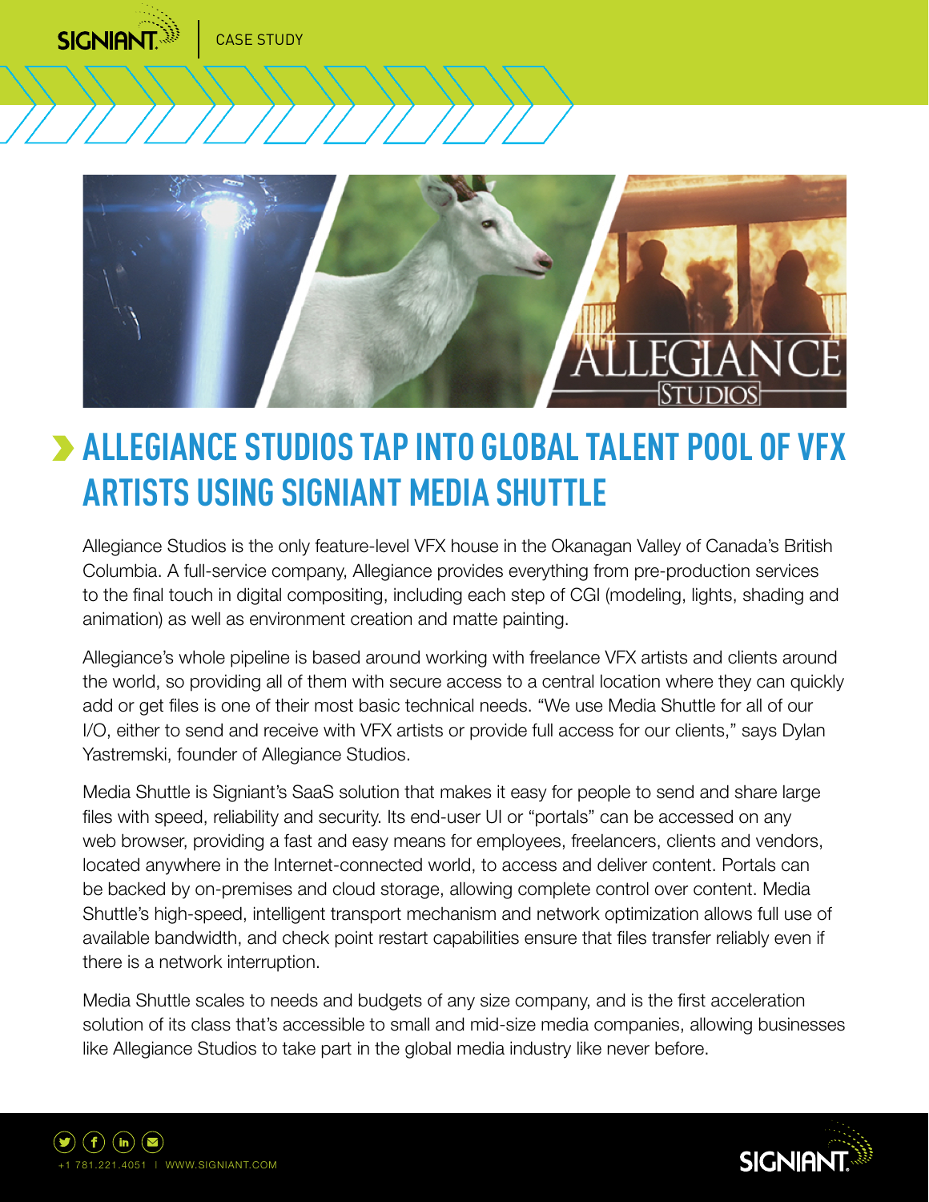CASE STUDY

# ALLEGIANCE STUDIOS TAP INTO GLOBAL TALENT POOL OF VFX ARTISTS USING SIGNIANT MEDIA SHUTTLE

Allegiance Studios is the only feature-level VFX house in the Okanagan Valley of Canada's British Columbia. A full-service company, Allegiance provides everything from pre-production services to the final touch in digital compositing, including each step of CGI (modeling, lights, shading and animation) as well as environment creation and matte painting.

Allegiance's whole pipeline is based around working with freelance VFX artists and clients around the world, so providing all of them with secure access to a central location where they can quickly add or get files is one of their most basic technical needs. "We use Media Shuttle for all of our I/O, either to send and receive with VFX artists or provide full access for our clients," says Dylan Yastremski, founder of Allegiance Studios.

Media Shuttle is Signiant's SaaS solution that makes it easy for people to send and share large files with speed, reliability and security. Its end-user UI or "portals" can be accessed on any web browser, providing a fast and easy means for employees, freelancers, clients and vendors, located anywhere in the Internet-connected world, to access and deliver content. Portals can be backed by on-premises and cloud storage, allowing complete control over content. Media Shuttle's high-speed, intelligent transport mechanism and network optimization allows full use of available bandwidth, and check point restart capabilities ensure that files transfer reliably even if there is a network interruption.

Media Shuttle scales to needs and budgets of any size company, and is the first acceleration solution of its class that's accessible to small and mid-size media companies, allowing businesses like Allegiance Studios to take part in the global media industry like never before.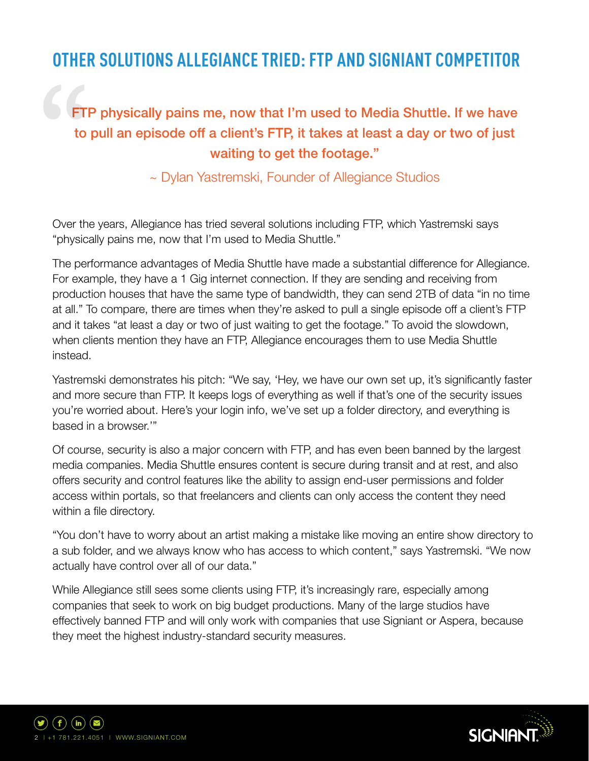## OTHER SOLUTIONS ALLEGIANCE TRIED: FTP AND SIGNIANT COMPETITOR

> "FTP physically pains me, now that I'm used to Media Shuttle. If we have to pull an episode off a client's FTP, it takes at least a day or two of just waiting to get the footage."
>
> ~ Dylan Yastremski, Founder of Allegiance Studios

Over the years, Allegiance has tried several solutions including FTP, which Yastremski says "physically pains me, now that I'm used to Media Shuttle."

The performance advantages of Media Shuttle have made a substantial difference for Allegiance. For example, they have a 1 Gig internet connection. If they are sending and receiving from production houses that have the same type of bandwidth, they can send 2TB of data "in no time at all." To compare, there are times when they're asked to pull a single episode off a client's FTP and it takes "at least a day or two of just waiting to get the footage." To avoid the slowdown, when clients mention they have an FTP, Allegiance encourages them to use Media Shuttle instead.

Yastremski demonstrates his pitch: "We say, 'Hey, we have our own set up, it's significantly faster and more secure than FTP. It keeps logs of everything as well if that's one of the security issues you're worried about. Here's your login info, we've set up a folder directory, and everything is based in a browser.'"

Of course, security is also a major concern with FTP, and has even been banned by the largest media companies. Media Shuttle ensures content is secure during transit and at rest, and also offers security and control features like the ability to assign end-user permissions and folder access within portals, so that freelancers and clients can only access the content they need within a file directory.

"You don't have to worry about an artist making a mistake like moving an entire show directory to a sub folder, and we always know who has access to which content," says Yastremski. "We now actually have control over all of our data."

While Allegiance still sees some clients using FTP, it's increasingly rare, especially among companies that seek to work on big budget productions. Many of the large studios have effectively banned FTP and will only work with companies that use Signiant or Aspera, because they meet the highest industry-standard security measures.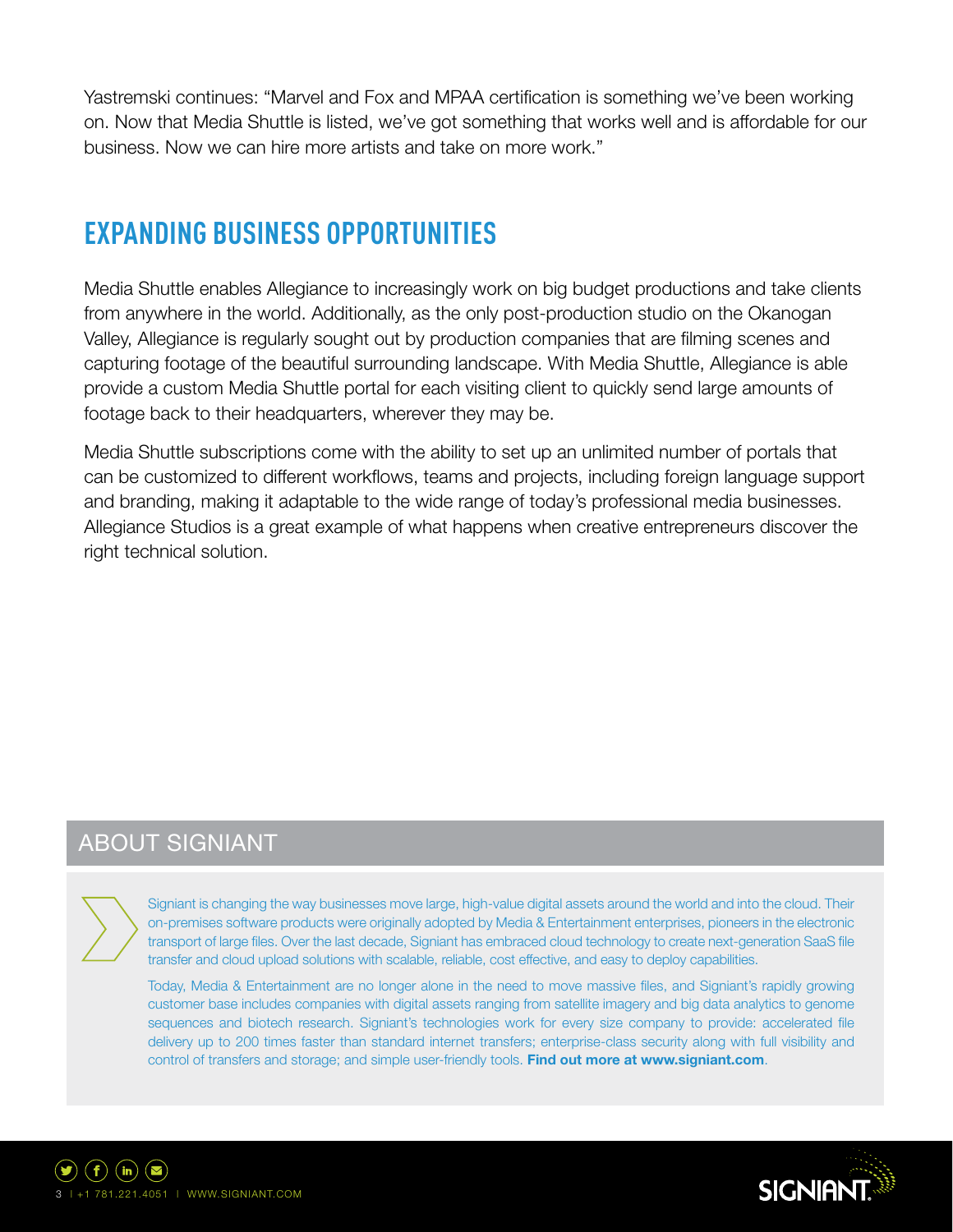Yastremski continues: “Marvel and Fox and MPAA certification is something we’ve been working on. Now that Media Shuttle is listed, we’ve got something that works well and is affordable for our business. Now we can hire more artists and take on more work.”

## EXPANDING BUSINESS OPPORTUNITIES

Media Shuttle enables Allegiance to increasingly work on big budget productions and take clients from anywhere in the world. Additionally, as the only post-production studio on the Okanogan Valley, Allegiance is regularly sought out by production companies that are filming scenes and capturing footage of the beautiful surrounding landscape. With Media Shuttle, Allegiance is able provide a custom Media Shuttle portal for each visiting client to quickly send large amounts of footage back to their headquarters, wherever they may be.

Media Shuttle subscriptions come with the ability to set up an unlimited number of portals that can be customized to different workflows, teams and projects, including foreign language support and branding, making it adaptable to the wide range of today’s professional media businesses. Allegiance Studios is a great example of what happens when creative entrepreneurs discover the right technical solution.

## ABOUT SIGNIANT

Signiant is changing the way businesses move large, high-value digital assets around the world and into the cloud. Their on-premises software products were originally adopted by Media & Entertainment enterprises, pioneers in the electronic transport of large files. Over the last decade, Signiant has embraced cloud technology to create next-generation SaaS file transfer and cloud upload solutions with scalable, reliable, cost effective, and easy to deploy capabilities.

Today, Media & Entertainment are no longer alone in the need to move massive files, and Signiant’s rapidly growing customer base includes companies with digital assets ranging from satellite imagery and big data analytics to genome sequences and biotech research. Signiant’s technologies work for every size company to provide: accelerated file delivery up to 200 times faster than standard internet transfers; enterprise-class security along with full visibility and control of transfers and storage; and simple user-friendly tools. **Find out more at www.signiant.com**.